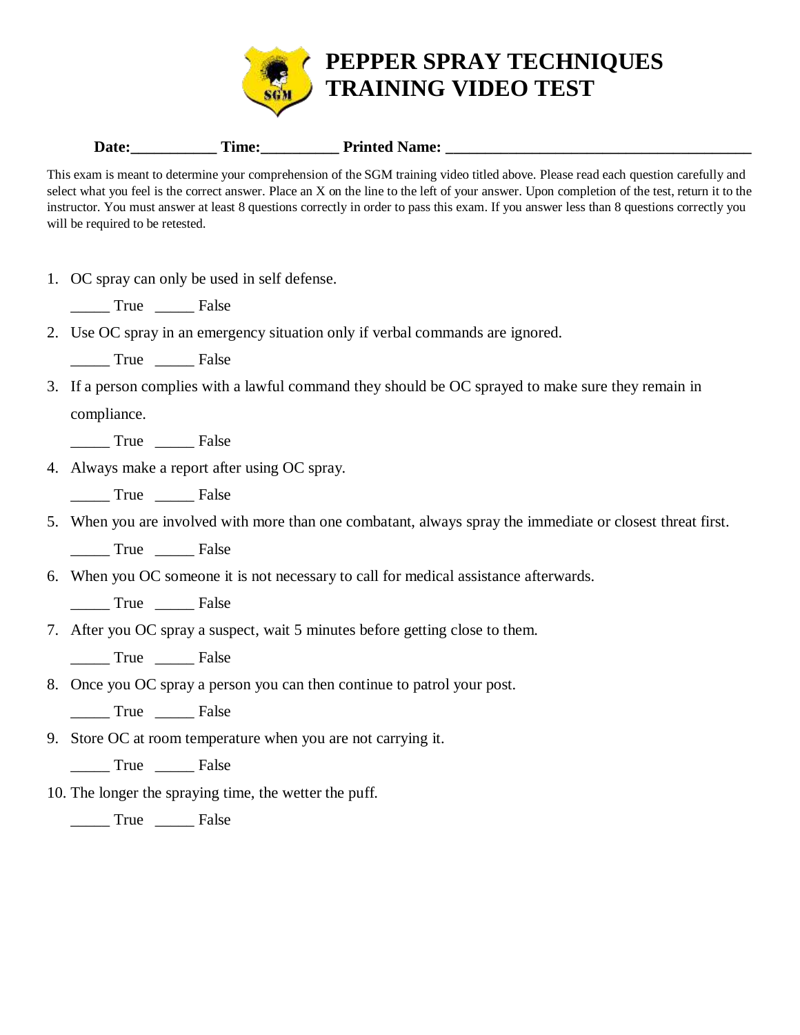# PEPPER SPRAY TECHNIQUES TRAINING VIDEO TEST

**Date:___________ Time:__________ Printed Name: _______________________________________**

This exam is meant to determine your comprehension of the SGM training video titled above. Please read each question carefully and select what you feel is the correct answer. Place an X on the line to the left of your answer. Upon completion of the test, return it to the instructor. You must answer at least 8 questions correctly in order to pass this exam. If you answer less than 8 questions correctly you will be required to be retested.

1. OC spray can only be used in self defense.

   _____ True _____ False

2. Use OC spray in an emergency situation only if verbal commands are ignored.

   _____ True _____ False

3. If a person complies with a lawful command they should be OC sprayed to make sure they remain in compliance.

   _____ True _____ False

4. Always make a report after using OC spray.

   _____ True _____ False

5. When you are involved with more than one combatant, always spray the immediate or closest threat first.

   _____ True _____ False

6. When you OC someone it is not necessary to call for medical assistance afterwards.

   _____ True _____ False

7. After you OC spray a suspect, wait 5 minutes before getting close to them.

   _____ True _____ False

8. Once you OC spray a person you can then continue to patrol your post.

   _____ True _____ False

9. Store OC at room temperature when you are not carrying it.

   _____ True _____ False

10. The longer the spraying time, the wetter the puff.

    _____ True _____ False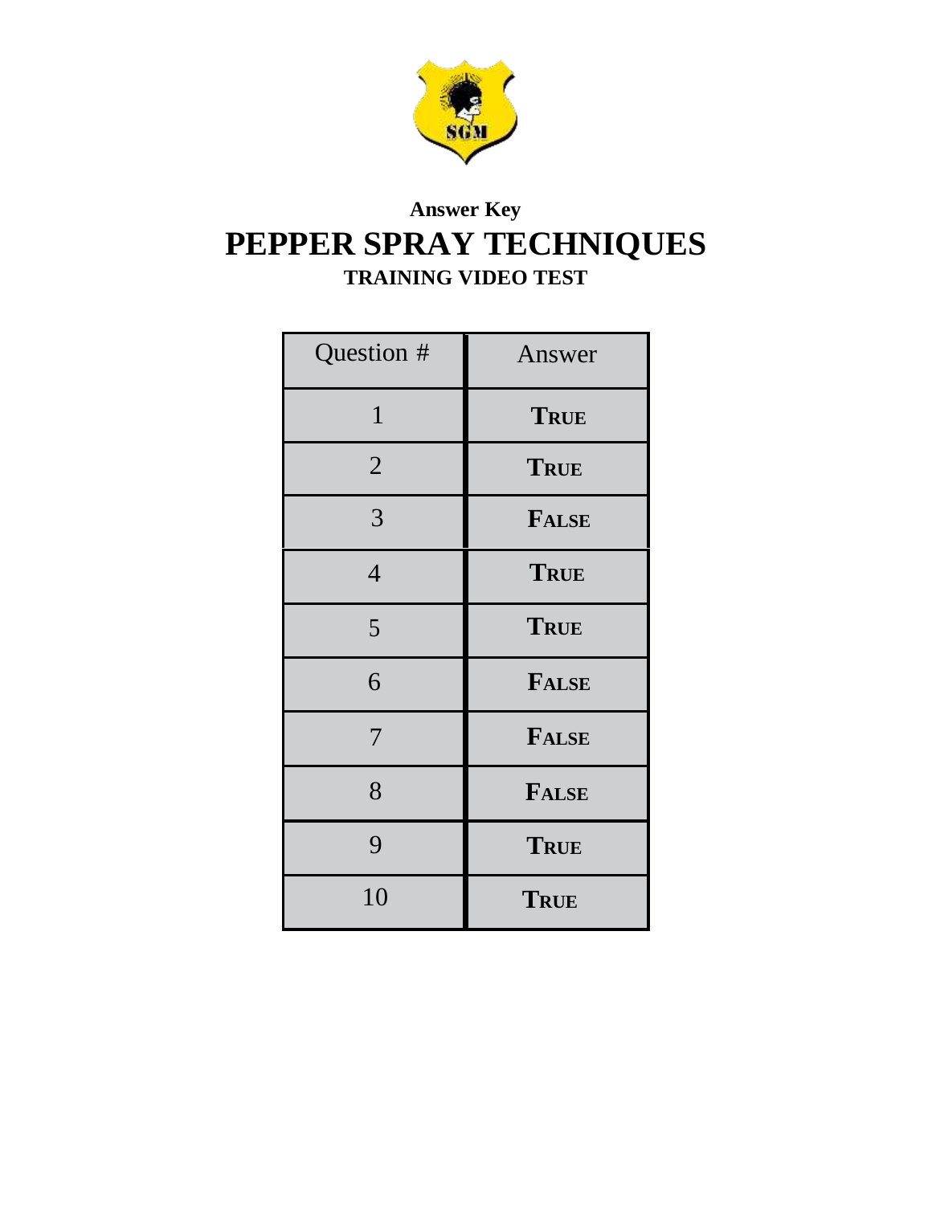**Answer Key**

# PEPPER SPRAY TECHNIQUES

**TRAINING VIDEO TEST**

| Question # | Answer |
| --- | --- |
| 1 | **TRUE** |
| 2 | **TRUE** |
| 3 | **FALSE** |
| 4 | **TRUE** |
| 5 | **TRUE** |
| 6 | **FALSE** |
| 7 | **FALSE** |
| 8 | **FALSE** |
| 9 | **TRUE** |
| 10 | **TRUE** |